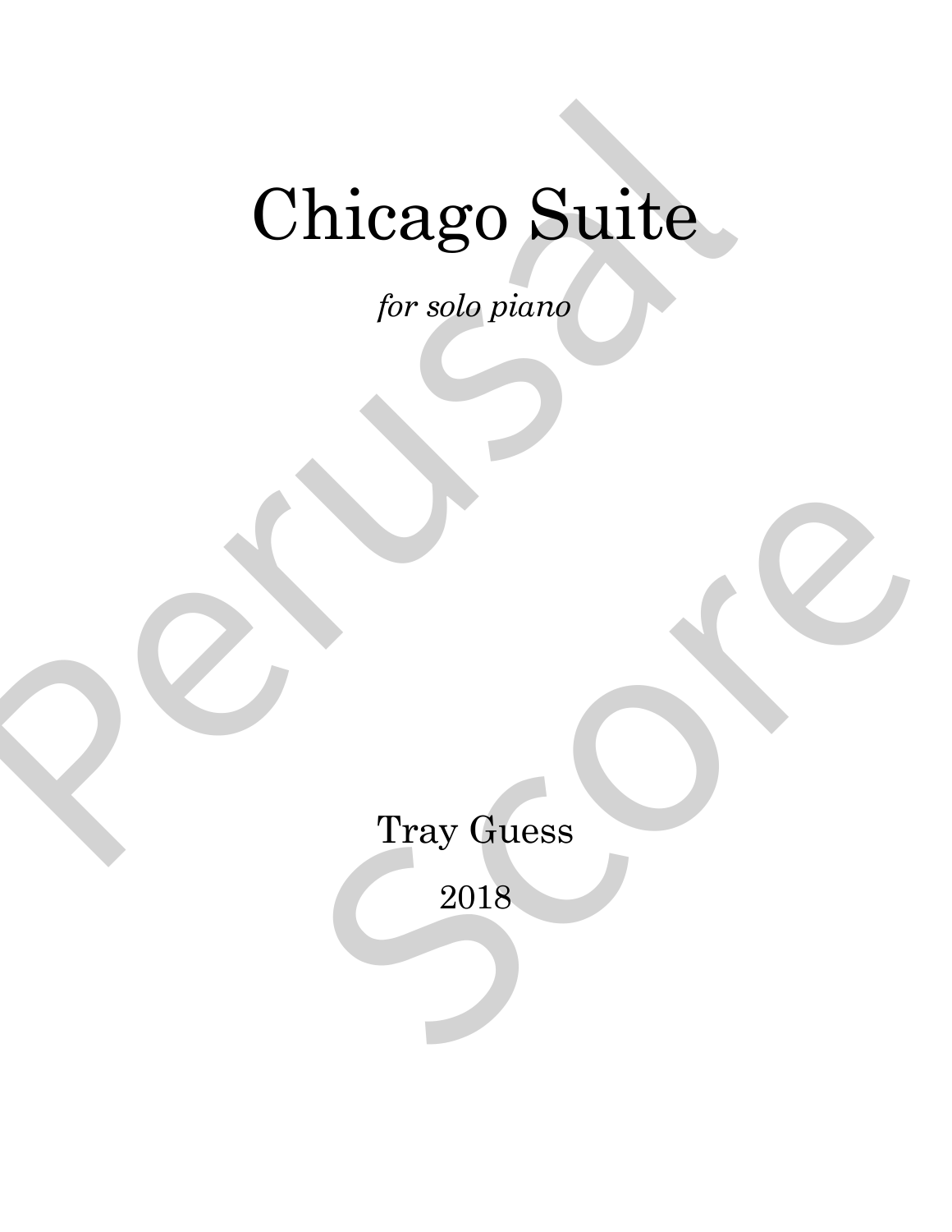# Chicago Suite

*for solo piano*

Tray Guess

2018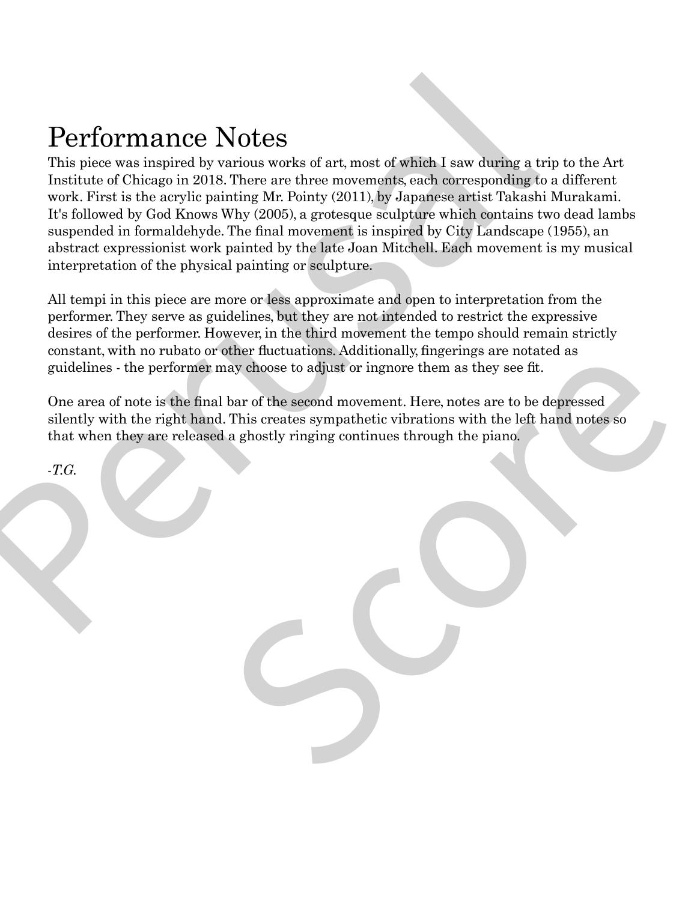# Performance Notes

This piece was inspired by various works of art, most of which I saw during a trip to the Art Institute of Chicago in 2018. There are three movements, each corresponding to a different work. First is the acrylic painting Mr. Pointy (2011), by Japanese artist Takashi Murakami. It's followed by God Knows Why (2005), a grotesque sculpture which contains two dead lambs suspended in formaldehyde. The final movement is inspired by City Landscape (1955), an abstract expressionist work painted by the late Joan Mitchell. Each movement is my musical interpretation of the physical painting or sculpture.

All tempi in this piece are more or less approximate and open to interpretation from the performer. They serve as guidelines, but they are not intended to restrict the expressive desires of the performer. However, in the third movement the tempo should remain strictly constant, with no rubato or other fluctuations. Additionally, fingerings are notated as guidelines - the performer may choose to adjust or ingnore them as they see fit.

One area of note is the final bar of the second movement. Here, notes are to be depressed silently with the right hand. This creates sympathetic vibrations with the left hand notes so that when they are released a ghostly ringing continues through the piano.

*-T.G.*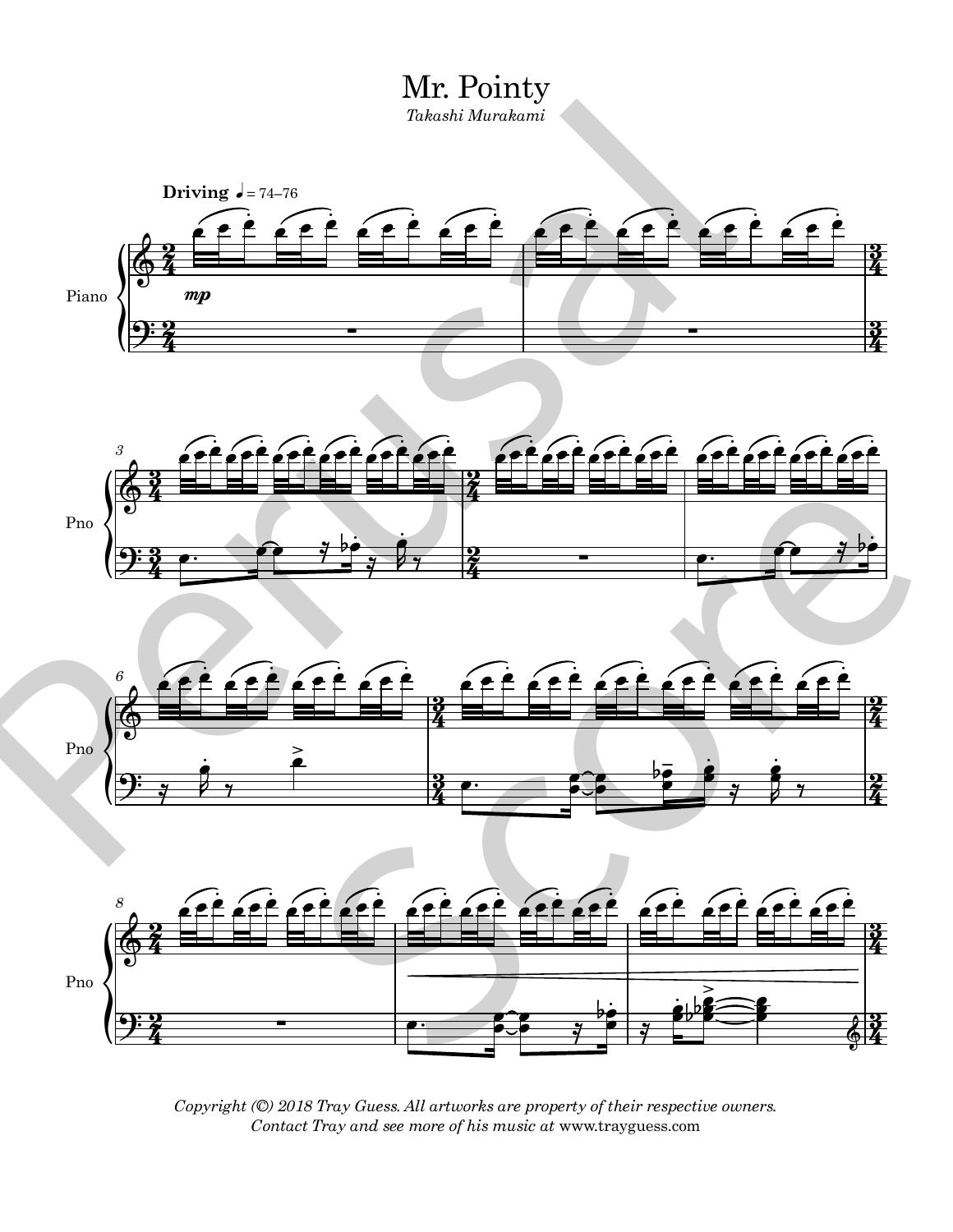# Mr. Pointy

*Takashi Murakami*

*Copyright (©) 2018 Tray Guess. All artworks are property of their respective owners.*
*Contact Tray and see more of his music at* www.trayguess.com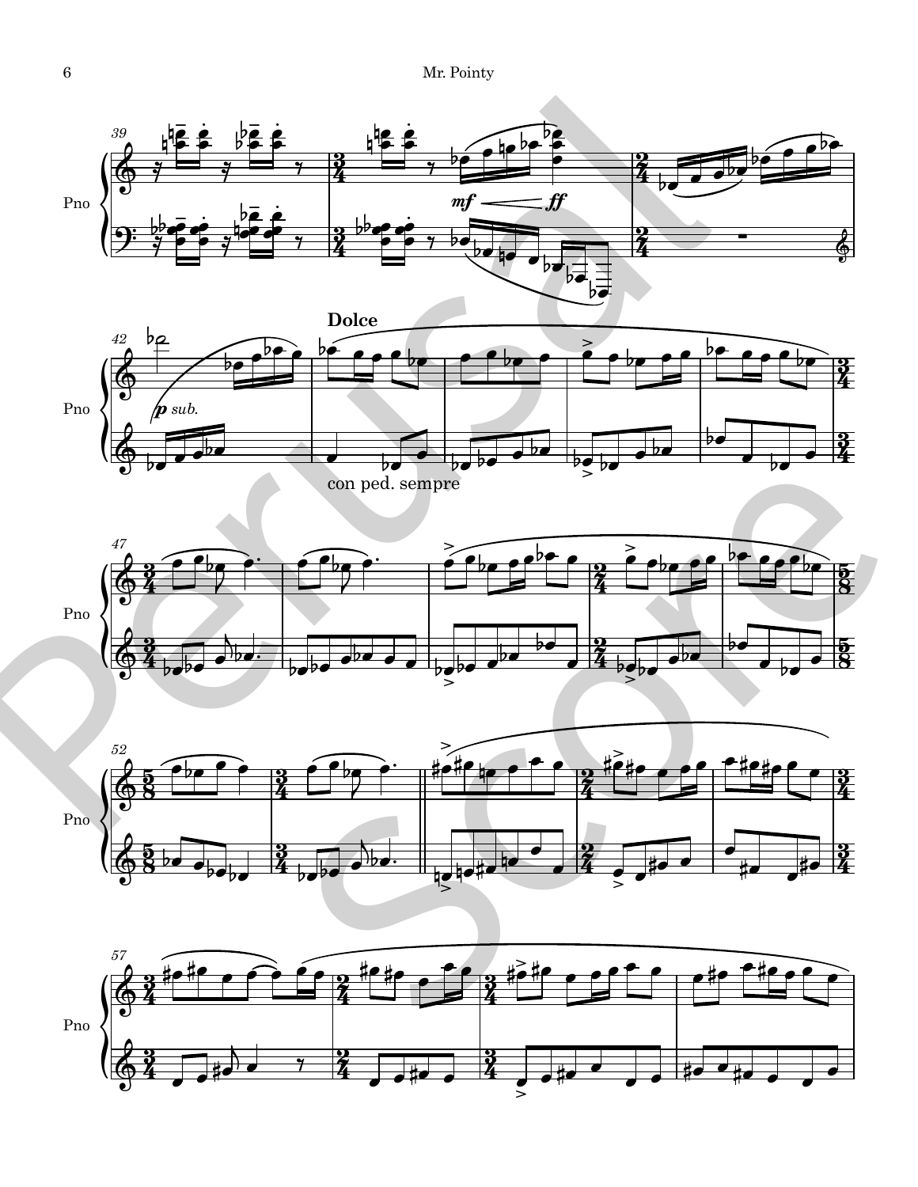Pno

**Dolce**

*p sub.*

*mf* — *ff*

con ped. sempre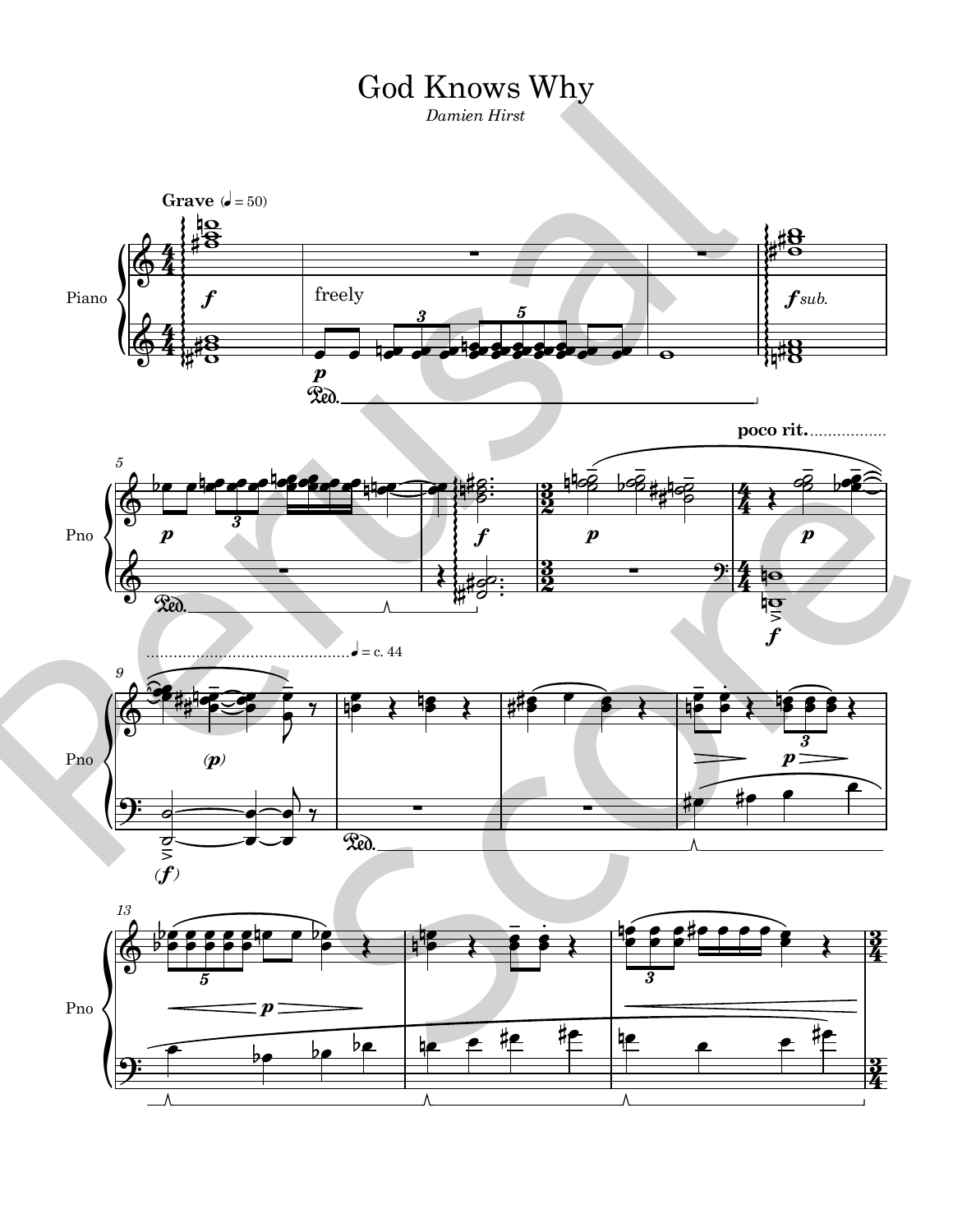# God Knows Why

*Damien Hirst*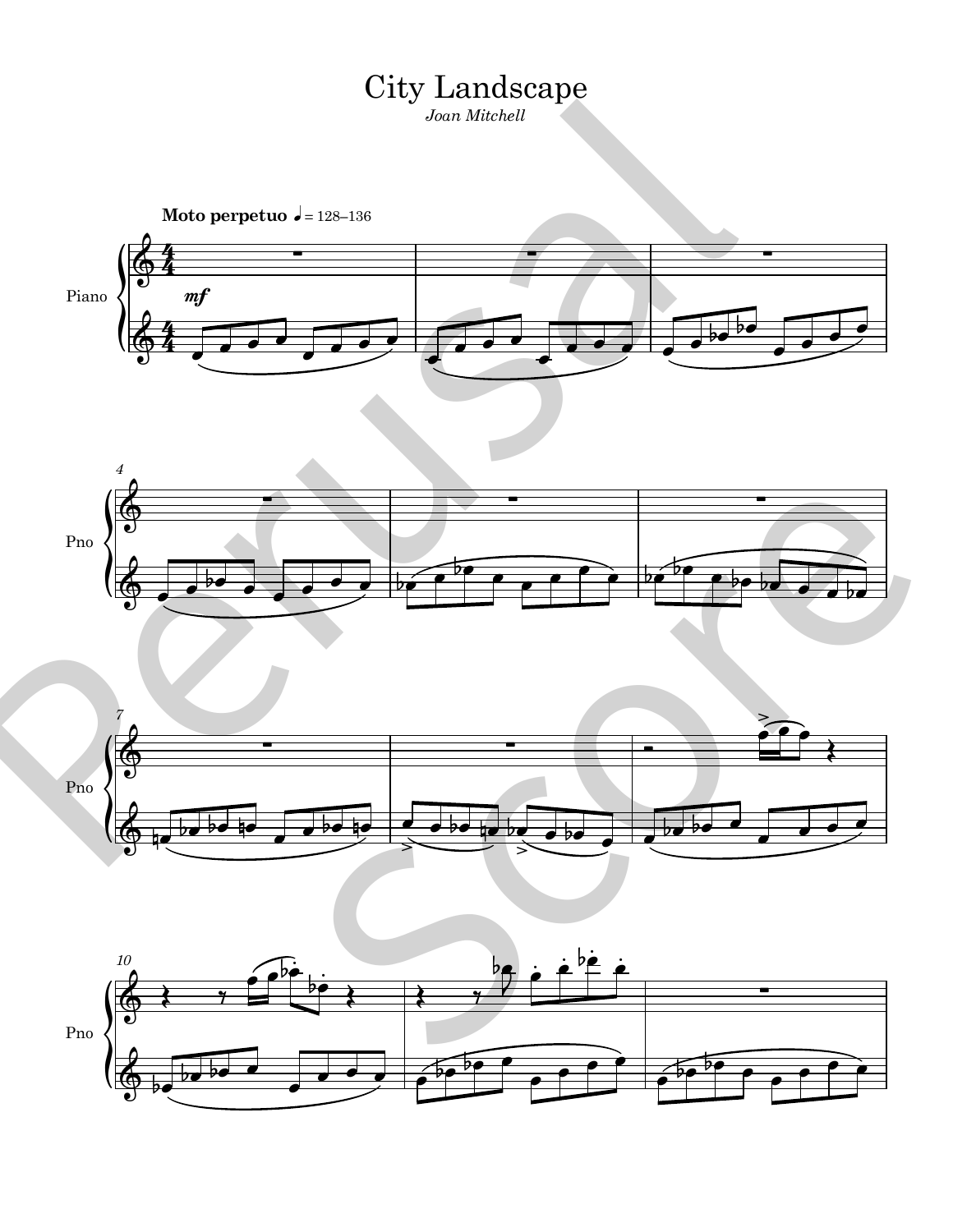# City Landscape

*Joan Mitchell*

**Moto perpetuo** ♩ = 128–136